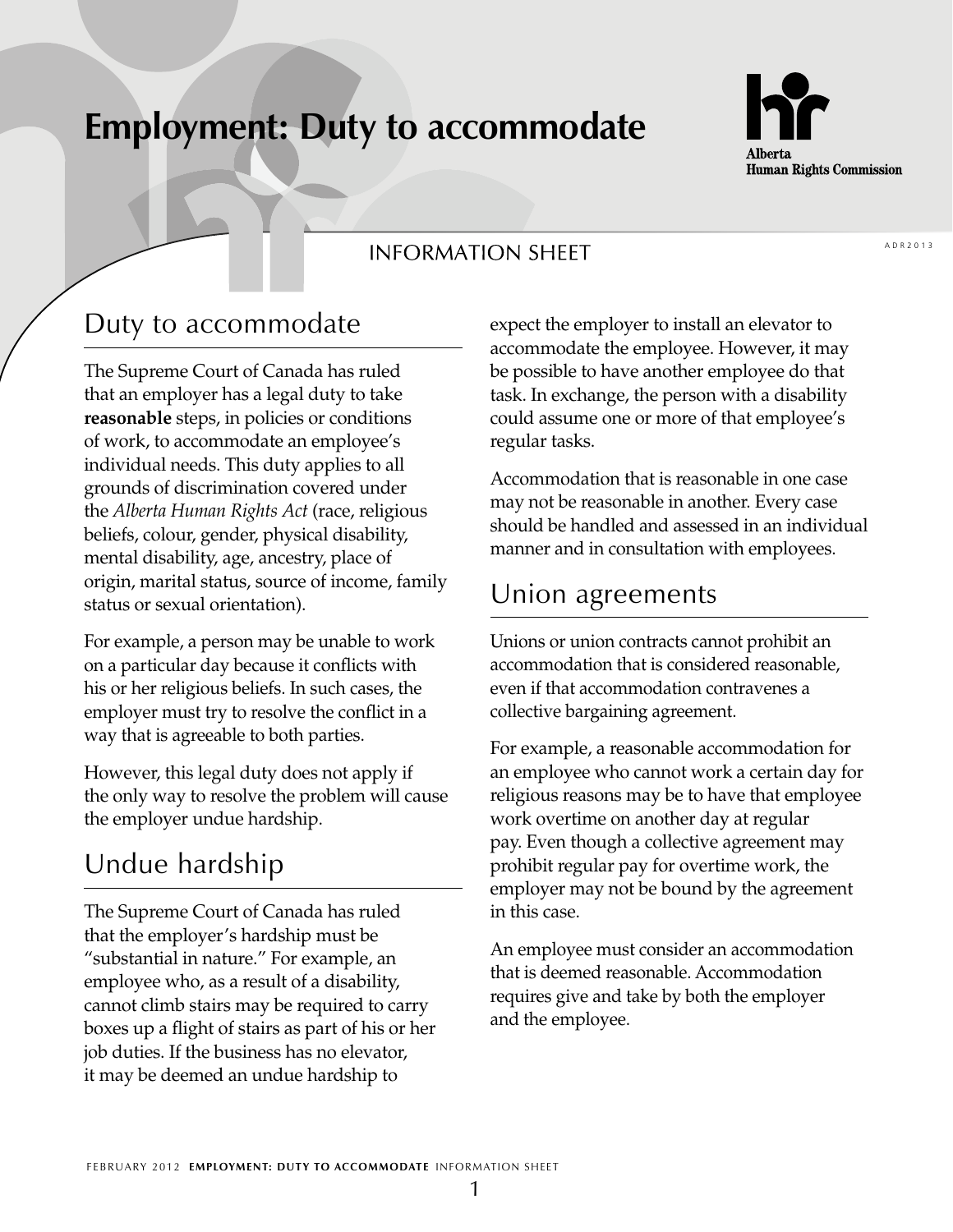# Employment: Duty to accommodate

Alberta Human Rights Commission

INFORMATION SHEET

## Duty to accommodate

The Supreme Court of Canada has ruled that an employer has a legal duty to take **reasonable** steps, in policies or conditions of work, to accommodate an employee's individual needs. This duty applies to all grounds of discrimination covered under the *Alberta Human Rights Act* (race, religious beliefs, colour, gender, physical disability, mental disability, age, ancestry, place of origin, marital status, source of income, family status or sexual orientation).

For example, a person may be unable to work on a particular day because it conflicts with his or her religious beliefs. In such cases, the employer must try to resolve the conflict in a way that is agreeable to both parties.

However, this legal duty does not apply if the only way to resolve the problem will cause the employer undue hardship.

## Undue hardship

The Supreme Court of Canada has ruled that the employer's hardship must be "substantial in nature." For example, an employee who, as a result of a disability, cannot climb stairs may be required to carry boxes up a flight of stairs as part of his or her job duties. If the business has no elevator, it may be deemed an undue hardship to expect the employer to install an elevator to accommodate the employee. However, it may be possible to have another employee do that task. In exchange, the person with a disability could assume one or more of that employee's regular tasks.

Accommodation that is reasonable in one case may not be reasonable in another. Every case should be handled and assessed in an individual manner and in consultation with employees.

## Union agreements

Unions or union contracts cannot prohibit an accommodation that is considered reasonable, even if that accommodation contravenes a collective bargaining agreement.

For example, a reasonable accommodation for an employee who cannot work a certain day for religious reasons may be to have that employee work overtime on another day at regular pay. Even though a collective agreement may prohibit regular pay for overtime work, the employer may not be bound by the agreement in this case.

An employee must consider an accommodation that is deemed reasonable. Accommodation requires give and take by both the employer and the employee.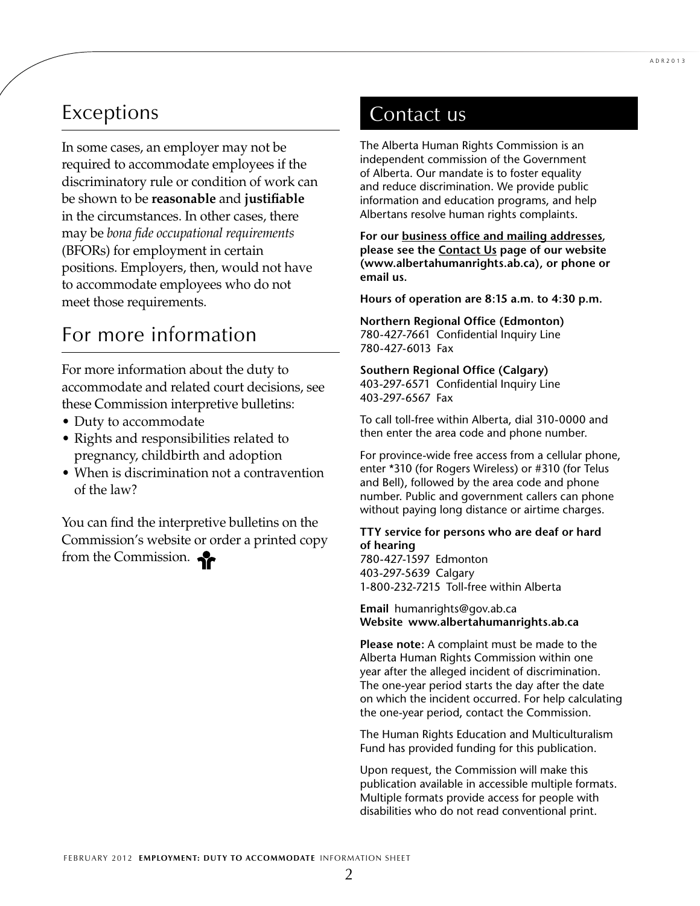## Exceptions

In some cases, an employer may not be required to accommodate employees if the discriminatory rule or condition of work can be shown to be **reasonable** and **justifiable** in the circumstances. In other cases, there may be *bona fide occupational requirements* (BFORs) for employment in certain positions. Employers, then, would not have to accommodate employees who do not meet those requirements.

## For more information

For more information about the duty to accommodate and related court decisions, see these Commission interpretive bulletins:

- Duty to accommodate
- Rights and responsibilities related to pregnancy, childbirth and adoption
- When is discrimination not a contravention of the law?

You can find the interpretive bulletins on the Commission's website or order a printed copy from the Commission.

## Contact us

The Alberta Human Rights Commission is an independent commission of the Government of Alberta. Our mandate is to foster equality and reduce discrimination. We provide public information and education programs, and help Albertans resolve human rights complaints.

**For our business office and mailing addresses, please see the Contact Us page of our website (www.albertahumanrights.ab.ca), or phone or email us.**

**Hours of operation are 8:15 a.m. to 4:30 p.m.**

**Northern Regional Office (Edmonton)**
780-427-7661 Confidential Inquiry Line
780-427-6013 Fax

**Southern Regional Office (Calgary)**
403-297-6571 Confidential Inquiry Line
403-297-6567 Fax

To call toll-free within Alberta, dial 310-0000 and then enter the area code and phone number.

For province-wide free access from a cellular phone, enter *310 (for Rogers Wireless) or #310 (for Telus and Bell), followed by the area code and phone number. Public and government callers can phone without paying long distance or airtime charges.

**TTY service for persons who are deaf or hard of hearing**
780-427-1597 Edmonton
403-297-5639 Calgary
1-800-232-7215 Toll-free within Alberta

**Email** humanrights@gov.ab.ca
**Website www.albertahumanrights.ab.ca**

**Please note:** A complaint must be made to the Alberta Human Rights Commission within one year after the alleged incident of discrimination. The one-year period starts the day after the date on which the incident occurred. For help calculating the one-year period, contact the Commission.

The Human Rights Education and Multiculturalism Fund has provided funding for this publication.

Upon request, the Commission will make this publication available in accessible multiple formats. Multiple formats provide access for people with disabilities who do not read conventional print.